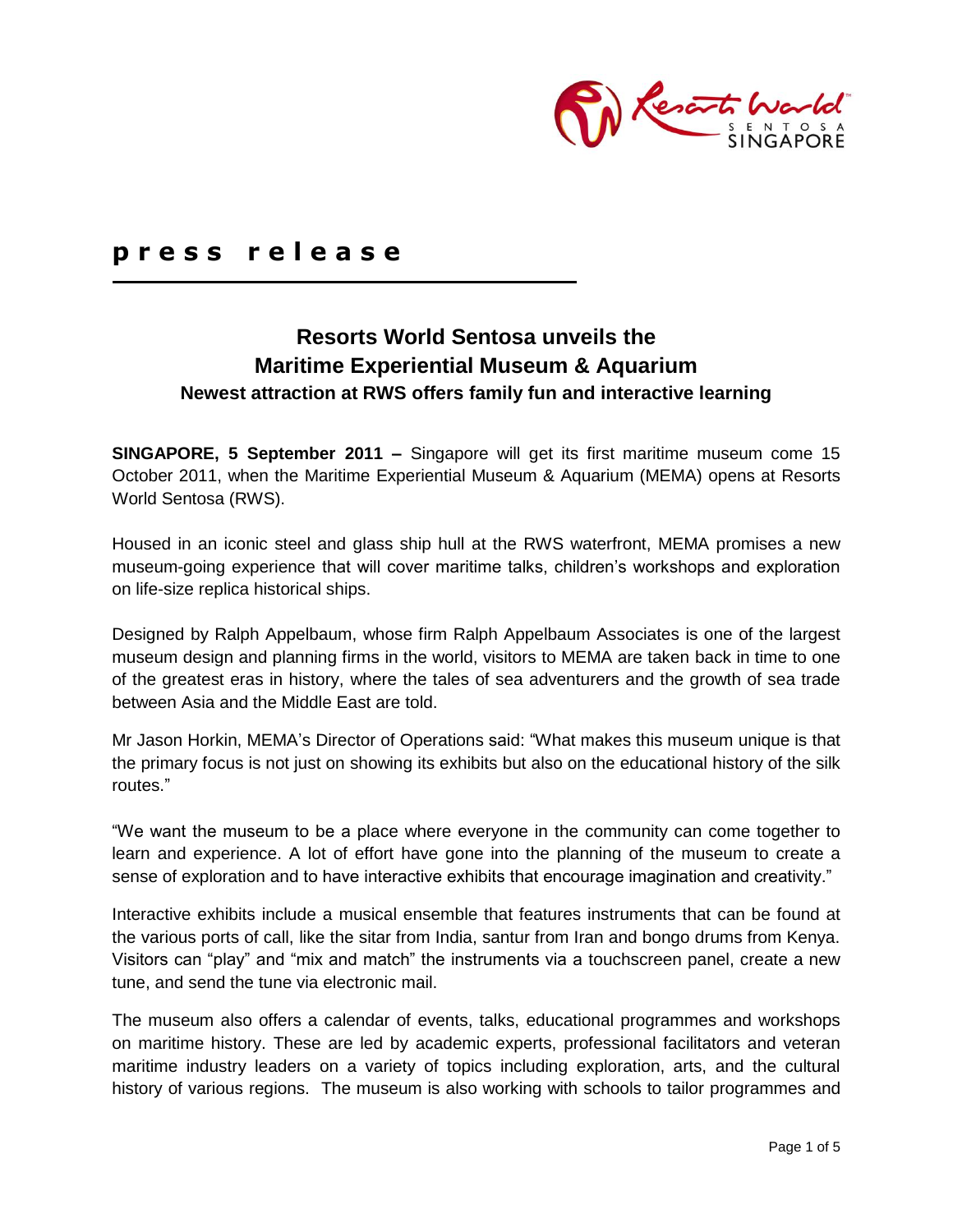**press release**

# Resorts World Sentosa unveils the Maritime Experiential Museum & Aquarium

### Newest attraction at RWS offers family fun and interactive learning

**SINGAPORE, 5 September 2011 –** Singapore will get its first maritime museum come 15 October 2011, when the Maritime Experiential Museum & Aquarium (MEMA) opens at Resorts World Sentosa (RWS).

Housed in an iconic steel and glass ship hull at the RWS waterfront, MEMA promises a new museum-going experience that will cover maritime talks, children's workshops and exploration on life-size replica historical ships.

Designed by Ralph Appelbaum, whose firm Ralph Appelbaum Associates is one of the largest museum design and planning firms in the world, visitors to MEMA are taken back in time to one of the greatest eras in history, where the tales of sea adventurers and the growth of sea trade between Asia and the Middle East are told.

Mr Jason Horkin, MEMA's Director of Operations said: "What makes this museum unique is that the primary focus is not just on showing its exhibits but also on the educational history of the silk routes."

"We want the museum to be a place where everyone in the community can come together to learn and experience. A lot of effort have gone into the planning of the museum to create a sense of exploration and to have interactive exhibits that encourage imagination and creativity."

Interactive exhibits include a musical ensemble that features instruments that can be found at the various ports of call, like the sitar from India, santur from Iran and bongo drums from Kenya. Visitors can "play" and "mix and match" the instruments via a touchscreen panel, create a new tune, and send the tune via electronic mail.

The museum also offers a calendar of events, talks, educational programmes and workshops on maritime history. These are led by academic experts, professional facilitators and veteran maritime industry leaders on a variety of topics including exploration, arts, and the cultural history of various regions. The museum is also working with schools to tailor programmes and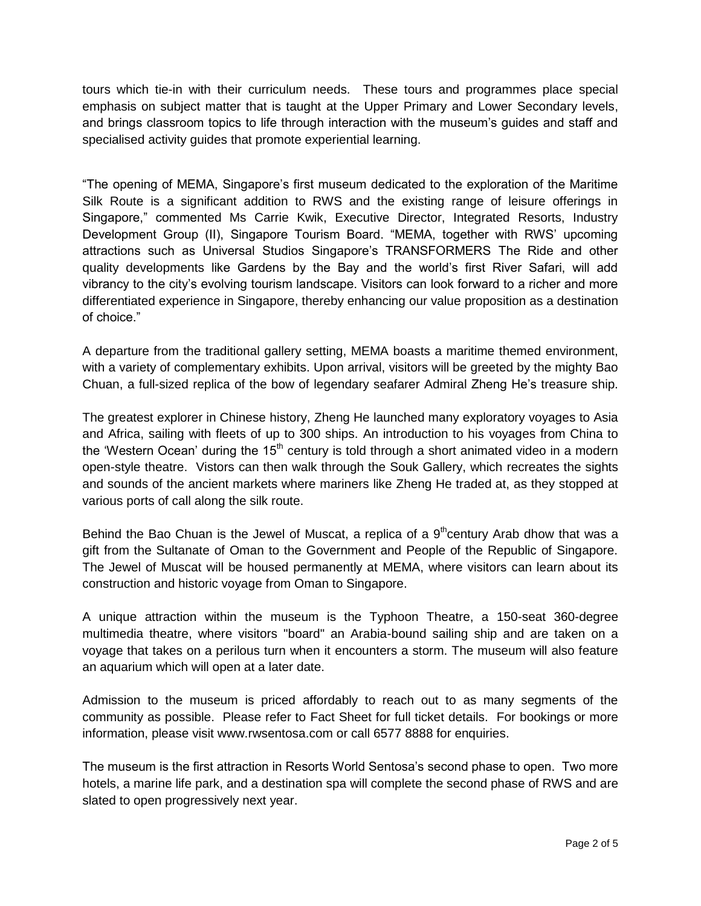tours which tie-in with their curriculum needs. These tours and programmes place special emphasis on subject matter that is taught at the Upper Primary and Lower Secondary levels, and brings classroom topics to life through interaction with the museum's guides and staff and specialised activity guides that promote experiential learning.

"The opening of MEMA, Singapore's first museum dedicated to the exploration of the Maritime Silk Route is a significant addition to RWS and the existing range of leisure offerings in Singapore," commented Ms Carrie Kwik, Executive Director, Integrated Resorts, Industry Development Group (II), Singapore Tourism Board. "MEMA, together with RWS' upcoming attractions such as Universal Studios Singapore's TRANSFORMERS The Ride and other quality developments like Gardens by the Bay and the world's first River Safari, will add vibrancy to the city's evolving tourism landscape. Visitors can look forward to a richer and more differentiated experience in Singapore, thereby enhancing our value proposition as a destination of choice."

A departure from the traditional gallery setting, MEMA boasts a maritime themed environment, with a variety of complementary exhibits. Upon arrival, visitors will be greeted by the mighty Bao Chuan, a full-sized replica of the bow of legendary seafarer Admiral Zheng He's treasure ship.

The greatest explorer in Chinese history, Zheng He launched many exploratory voyages to Asia and Africa, sailing with fleets of up to 300 ships. An introduction to his voyages from China to the 'Western Ocean' during the 15th century is told through a short animated video in a modern open-style theatre. Vistors can then walk through the Souk Gallery, which recreates the sights and sounds of the ancient markets where mariners like Zheng He traded at, as they stopped at various ports of call along the silk route.

Behind the Bao Chuan is the Jewel of Muscat, a replica of a 9th century Arab dhow that was a gift from the Sultanate of Oman to the Government and People of the Republic of Singapore. The Jewel of Muscat will be housed permanently at MEMA, where visitors can learn about its construction and historic voyage from Oman to Singapore.

A unique attraction within the museum is the Typhoon Theatre, a 150-seat 360-degree multimedia theatre, where visitors "board" an Arabia-bound sailing ship and are taken on a voyage that takes on a perilous turn when it encounters a storm. The museum will also feature an aquarium which will open at a later date.

Admission to the museum is priced affordably to reach out to as many segments of the community as possible. Please refer to Fact Sheet for full ticket details. For bookings or more information, please visit www.rwsentosa.com or call 6577 8888 for enquiries.

The museum is the first attraction in Resorts World Sentosa's second phase to open. Two more hotels, a marine life park, and a destination spa will complete the second phase of RWS and are slated to open progressively next year.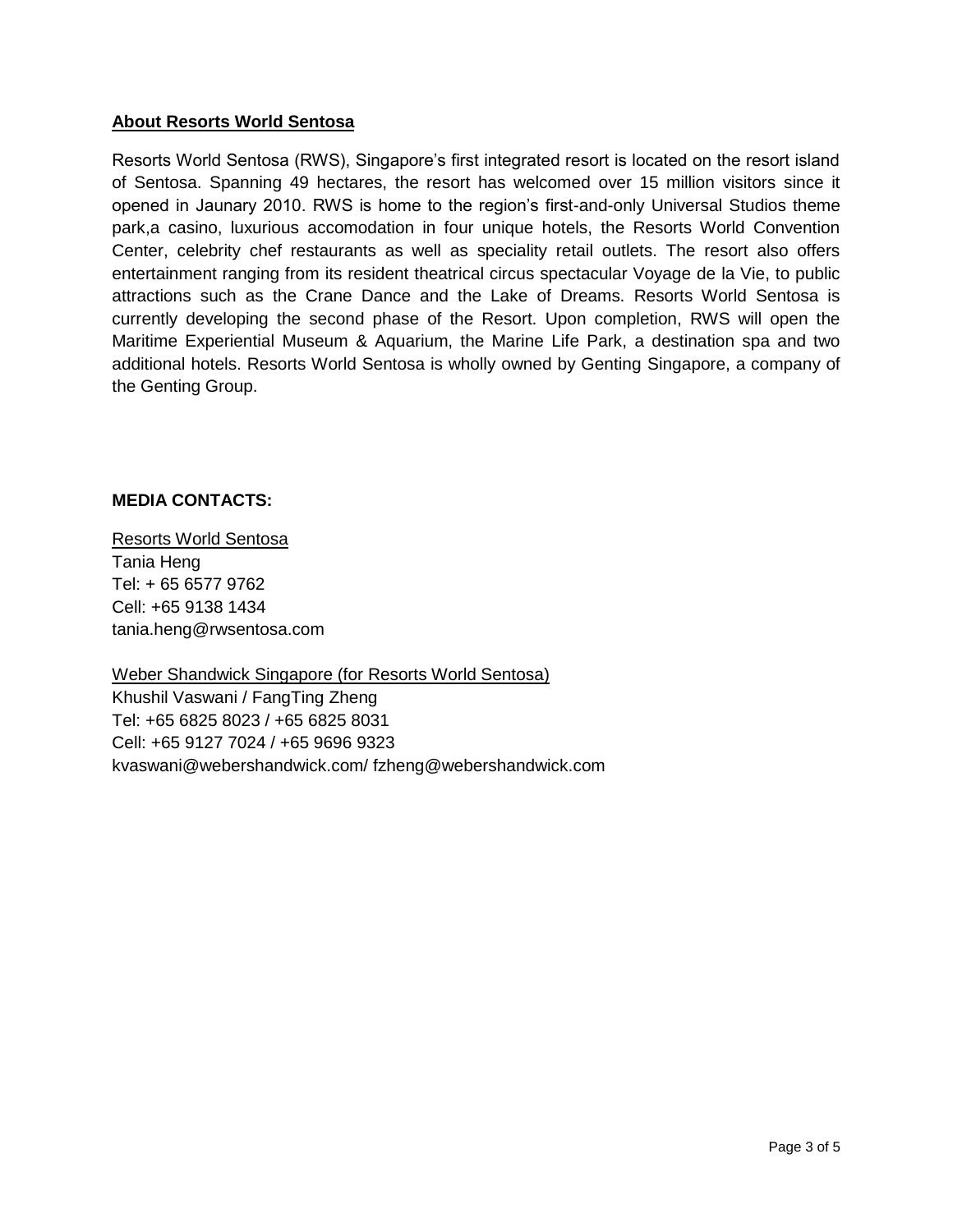## About Resorts World Sentosa

Resorts World Sentosa (RWS), Singapore's first integrated resort is located on the resort island of Sentosa. Spanning 49 hectares, the resort has welcomed over 15 million visitors since it opened in Jaunary 2010. RWS is home to the region's first-and-only Universal Studios theme park,a casino, luxurious accomodation in four unique hotels, the Resorts World Convention Center, celebrity chef restaurants as well as speciality retail outlets. The resort also offers entertainment ranging from its resident theatrical circus spectacular Voyage de la Vie, to public attractions such as the Crane Dance and the Lake of Dreams. Resorts World Sentosa is currently developing the second phase of the Resort. Upon completion, RWS will open the Maritime Experiential Museum & Aquarium, the Marine Life Park, a destination spa and two additional hotels. Resorts World Sentosa is wholly owned by Genting Singapore, a company of the Genting Group.

**MEDIA CONTACTS:**

Resorts World Sentosa
Tania Heng
Tel: + 65 6577 9762
Cell: +65 9138 1434
tania.heng@rwsentosa.com

Weber Shandwick Singapore (for Resorts World Sentosa)
Khushil Vaswani / FangTing Zheng
Tel: +65 6825 8023 / +65 6825 8031
Cell: +65 9127 7024 / +65 9696 9323
kvaswani@webershandwick.com/ fzheng@webershandwick.com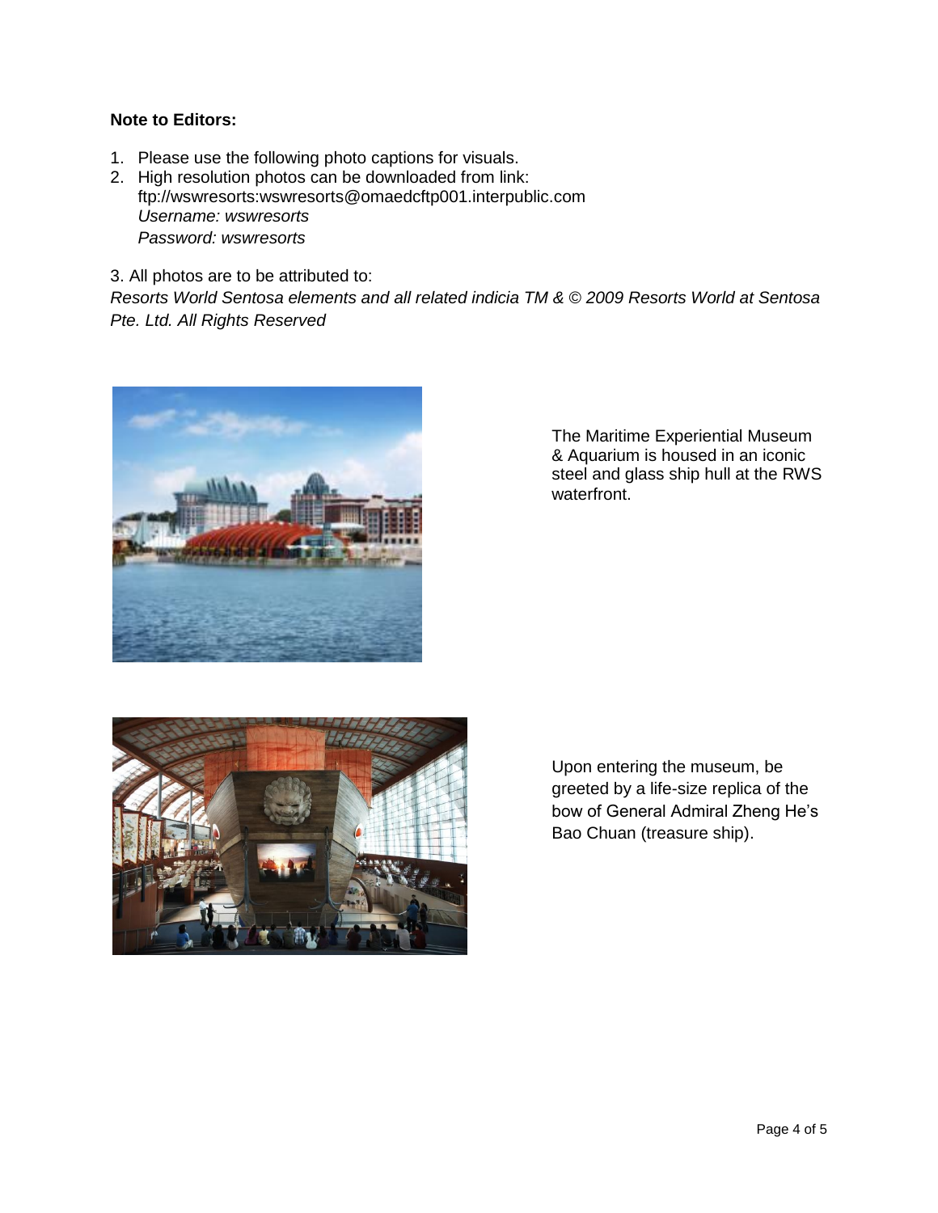**Note to Editors:**

1. Please use the following photo captions for visuals.
2. High resolution photos can be downloaded from link: ftp://wswresorts:wswresorts@omaedcftp001.interpublic.com
   *Username: wswresorts*
   *Password: wswresorts*

3. All photos are to be attributed to:

*Resorts World Sentosa elements and all related indicia TM & © 2009 Resorts World at Sentosa Pte. Ltd. All Rights Reserved*

The Maritime Experiential Museum & Aquarium is housed in an iconic steel and glass ship hull at the RWS waterfront.

Upon entering the museum, be greeted by a life-size replica of the bow of General Admiral Zheng He's Bao Chuan (treasure ship).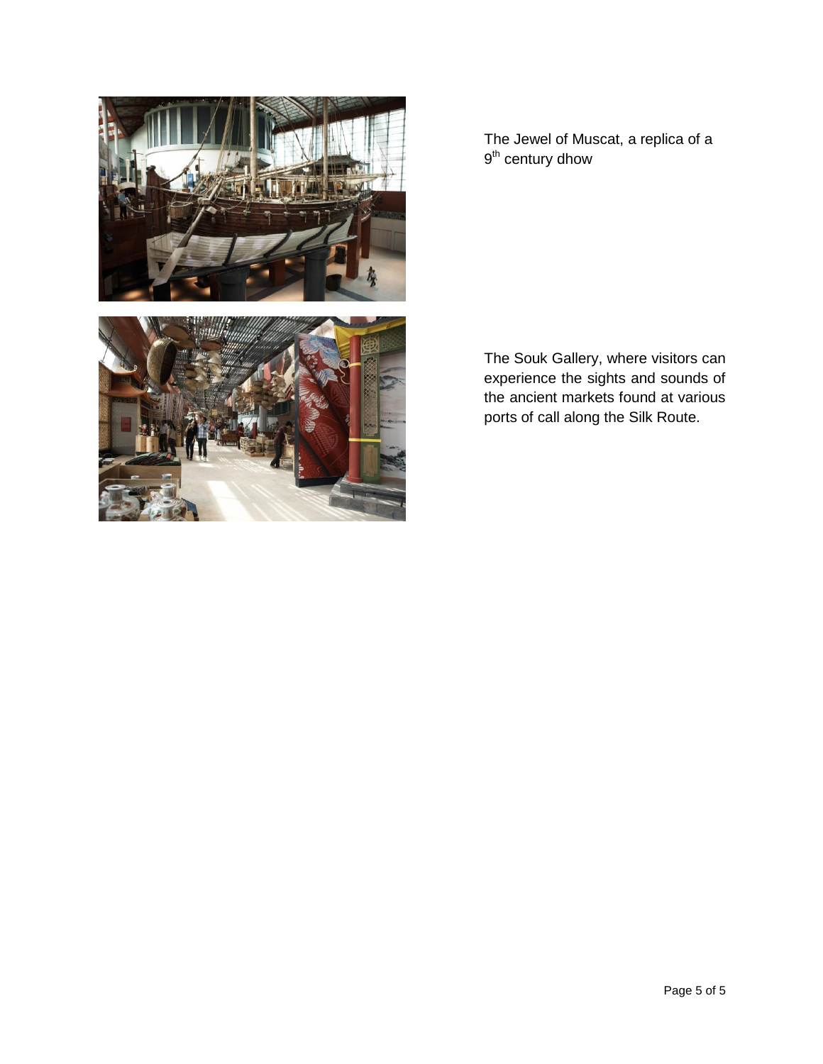The Jewel of Muscat, a replica of a 9th century dhow

The Souk Gallery, where visitors can experience the sights and sounds of the ancient markets found at various ports of call along the Silk Route.